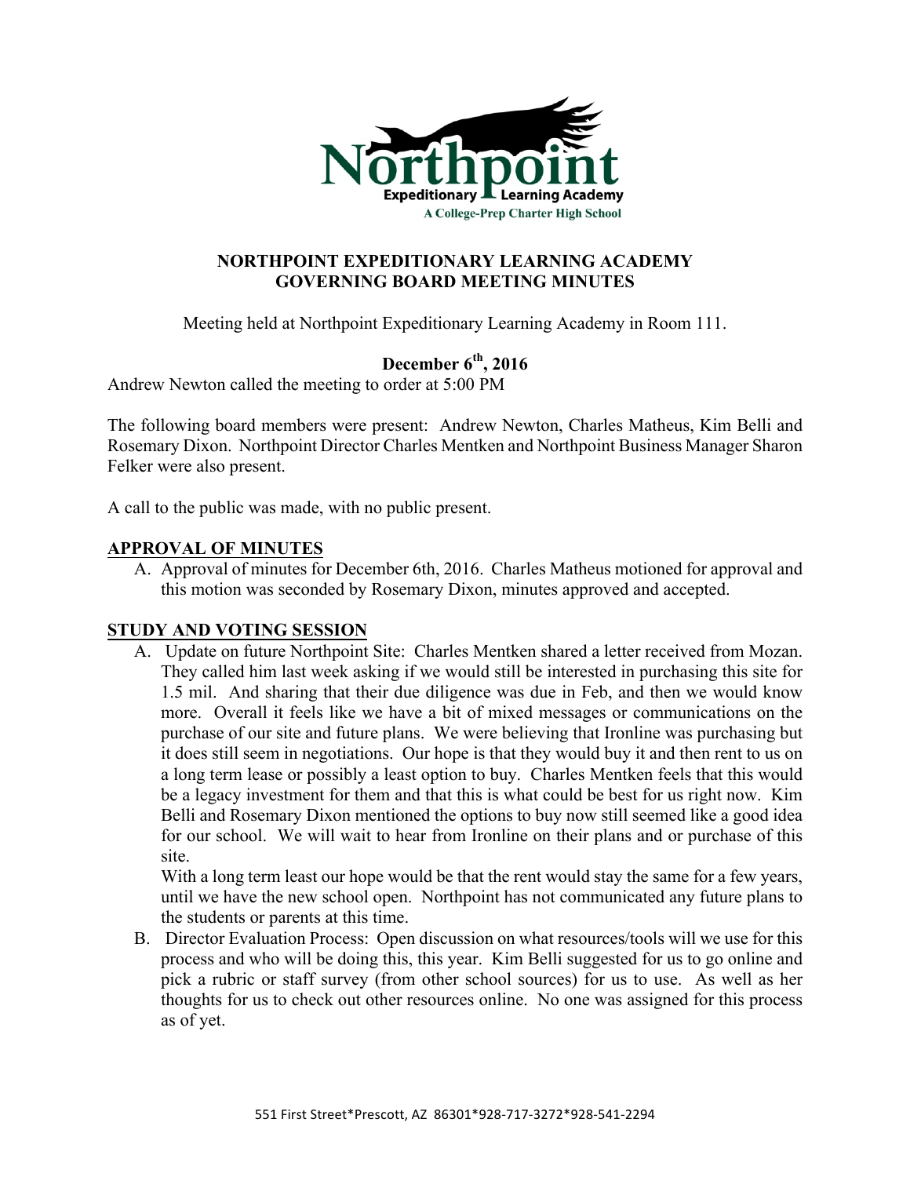Northpoint Expeditionary Learning Academy

A College-Prep Charter High School

## NORTHPOINT EXPEDITIONARY LEARNING ACADEMY GOVERNING BOARD MEETING MINUTES

Meeting held at Northpoint Expeditionary Learning Academy in Room 111.

**December 6th, 2016**

Andrew Newton called the meeting to order at 5:00 PM

The following board members were present: Andrew Newton, Charles Matheus, Kim Belli and Rosemary Dixon. Northpoint Director Charles Mentken and Northpoint Business Manager Sharon Felker were also present.

A call to the public was made, with no public present.

### APPROVAL OF MINUTES

A. Approval of minutes for December 6th, 2016. Charles Matheus motioned for approval and this motion was seconded by Rosemary Dixon, minutes approved and accepted.

### STUDY AND VOTING SESSION

A. Update on future Northpoint Site: Charles Mentken shared a letter received from Mozan. They called him last week asking if we would still be interested in purchasing this site for 1.5 mil. And sharing that their due diligence was due in Feb, and then we would know more. Overall it feels like we have a bit of mixed messages or communications on the purchase of our site and future plans. We were believing that Ironline was purchasing but it does still seem in negotiations. Our hope is that they would buy it and then rent to us on a long term lease or possibly a least option to buy. Charles Mentken feels that this would be a legacy investment for them and that this is what could be best for us right now. Kim Belli and Rosemary Dixon mentioned the options to buy now still seemed like a good idea for our school. We will wait to hear from Ironline on their plans and or purchase of this site.

   With a long term least our hope would be that the rent would stay the same for a few years, until we have the new school open. Northpoint has not communicated any future plans to the students or parents at this time.

B. Director Evaluation Process: Open discussion on what resources/tools will we use for this process and who will be doing this, this year. Kim Belli suggested for us to go online and pick a rubric or staff survey (from other school sources) for us to use. As well as her thoughts for us to check out other resources online. No one was assigned for this process as of yet.

551 First Street*Prescott, AZ 86301*928-717-3272*928-541-2294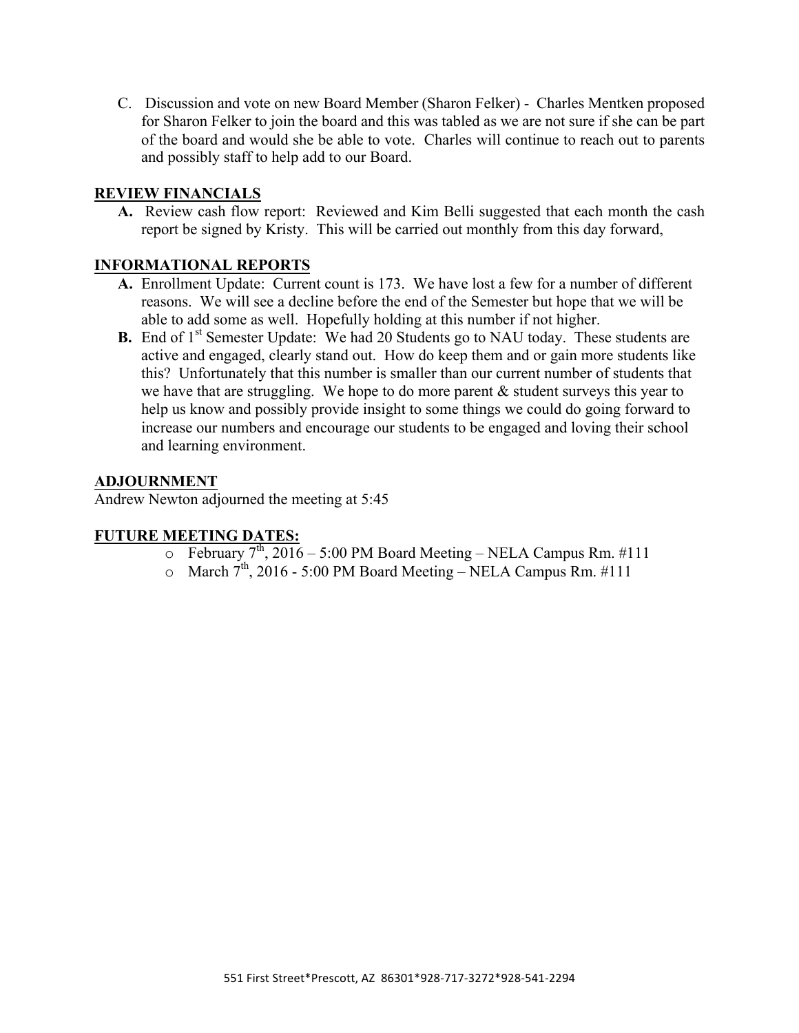C. Discussion and vote on new Board Member (Sharon Felker) - Charles Mentken proposed for Sharon Felker to join the board and this was tabled as we are not sure if she can be part of the board and would she be able to vote. Charles will continue to reach out to parents and possibly staff to help add to our Board.

## REVIEW FINANCIALS

**A.** Review cash flow report: Reviewed and Kim Belli suggested that each month the cash report be signed by Kristy. This will be carried out monthly from this day forward,

## INFORMATIONAL REPORTS

**A.** Enrollment Update: Current count is 173. We have lost a few for a number of different reasons. We will see a decline before the end of the Semester but hope that we will be able to add some as well. Hopefully holding at this number if not higher.

**B.** End of 1st Semester Update: We had 20 Students go to NAU today. These students are active and engaged, clearly stand out. How do keep them and or gain more students like this? Unfortunately that this number is smaller than our current number of students that we have that are struggling. We hope to do more parent & student surveys this year to help us know and possibly provide insight to some things we could do going forward to increase our numbers and encourage our students to be engaged and loving their school and learning environment.

## ADJOURNMENT

Andrew Newton adjourned the meeting at 5:45

## FUTURE MEETING DATES:

- February 7th, 2016 – 5:00 PM Board Meeting – NELA Campus Rm. #111
- March 7th, 2016 - 5:00 PM Board Meeting – NELA Campus Rm. #111

551 First Street*Prescott, AZ 86301*928-717-3272*928-541-2294